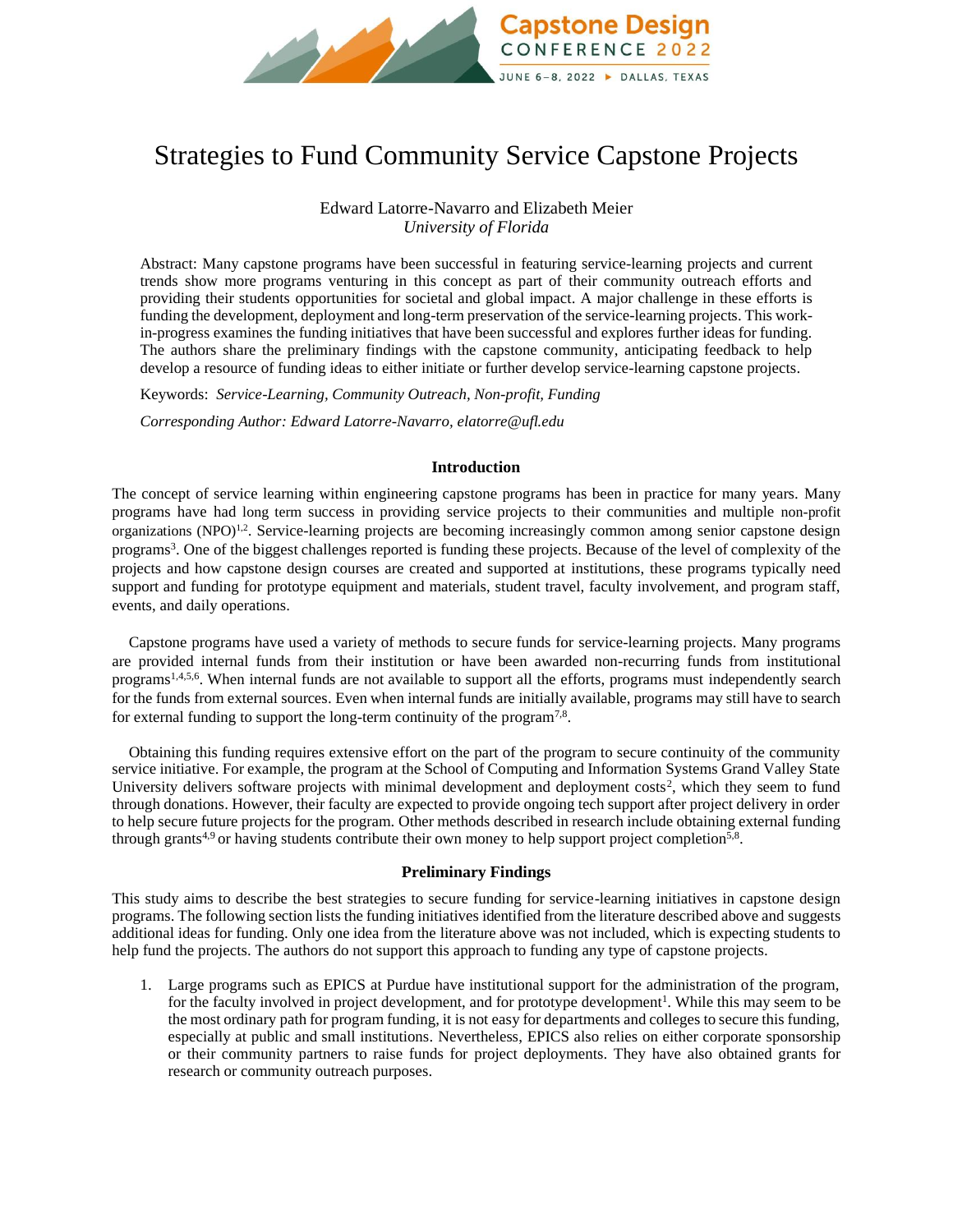# Strategies to Fund Community Service Capstone Projects

Edward Latorre-Navarro and Elizabeth Meier
*University of Florida*

Abstract: Many capstone programs have been successful in featuring service-learning projects and current trends show more programs venturing in this concept as part of their community outreach efforts and providing their students opportunities for societal and global impact. A major challenge in these efforts is funding the development, deployment and long-term preservation of the service-learning projects. This work-in-progress examines the funding initiatives that have been successful and explores further ideas for funding. The authors share the preliminary findings with the capstone community, anticipating feedback to help develop a resource of funding ideas to either initiate or further develop service-learning capstone projects.

Keywords: *Service-Learning, Community Outreach, Non-profit, Funding*

*Corresponding Author: Edward Latorre-Navarro, elatorre@ufl.edu*

## Introduction

The concept of service learning within engineering capstone programs has been in practice for many years. Many programs have had long term success in providing service projects to their communities and multiple non-profit organizations (NPO)[1,2]. Service-learning projects are becoming increasingly common among senior capstone design programs[3]. One of the biggest challenges reported is funding these projects. Because of the level of complexity of the projects and how capstone design courses are created and supported at institutions, these programs typically need support and funding for prototype equipment and materials, student travel, faculty involvement, and program staff, events, and daily operations.

Capstone programs have used a variety of methods to secure funds for service-learning projects. Many programs are provided internal funds from their institution or have been awarded non-recurring funds from institutional programs[1,4,5,6]. When internal funds are not available to support all the efforts, programs must independently search for the funds from external sources. Even when internal funds are initially available, programs may still have to search for external funding to support the long-term continuity of the program[7,8].

Obtaining this funding requires extensive effort on the part of the program to secure continuity of the community service initiative. For example, the program at the School of Computing and Information Systems Grand Valley State University delivers software projects with minimal development and deployment costs[2], which they seem to fund through donations. However, their faculty are expected to provide ongoing tech support after project delivery in order to help secure future projects for the program. Other methods described in research include obtaining external funding through grants[4,9] or having students contribute their own money to help support project completion[5,8].

## Preliminary Findings

This study aims to describe the best strategies to secure funding for service-learning initiatives in capstone design programs. The following section lists the funding initiatives identified from the literature described above and suggests additional ideas for funding. Only one idea from the literature above was not included, which is expecting students to help fund the projects. The authors do not support this approach to funding any type of capstone projects.

1. Large programs such as EPICS at Purdue have institutional support for the administration of the program, for the faculty involved in project development, and for prototype development[1]. While this may seem to be the most ordinary path for program funding, it is not easy for departments and colleges to secure this funding, especially at public and small institutions. Nevertheless, EPICS also relies on either corporate sponsorship or their community partners to raise funds for project deployments. They have also obtained grants for research or community outreach purposes.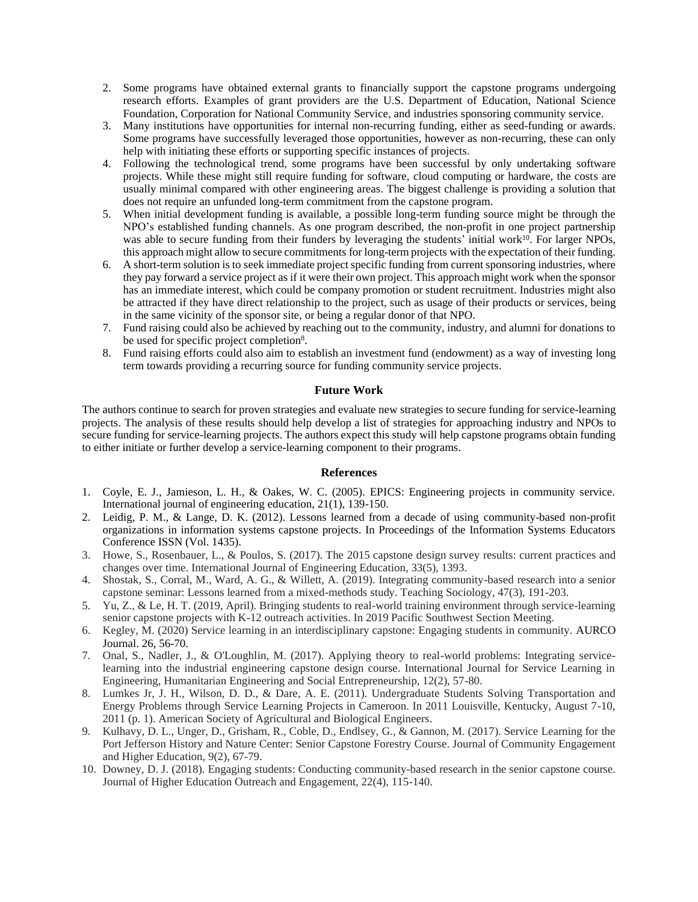2. Some programs have obtained external grants to financially support the capstone programs undergoing research efforts. Examples of grant providers are the U.S. Department of Education, National Science Foundation, Corporation for National Community Service, and industries sponsoring community service.
3. Many institutions have opportunities for internal non-recurring funding, either as seed-funding or awards. Some programs have successfully leveraged those opportunities, however as non-recurring, these can only help with initiating these efforts or supporting specific instances of projects.
4. Following the technological trend, some programs have been successful by only undertaking software projects. While these might still require funding for software, cloud computing or hardware, the costs are usually minimal compared with other engineering areas. The biggest challenge is providing a solution that does not require an unfunded long-term commitment from the capstone program.
5. When initial development funding is available, a possible long-term funding source might be through the NPO's established funding channels. As one program described, the non-profit in one project partnership was able to secure funding from their funders by leveraging the students' initial work[10]. For larger NPOs, this approach might allow to secure commitments for long-term projects with the expectation of their funding.
6. A short-term solution is to seek immediate project specific funding from current sponsoring industries, where they pay forward a service project as if it were their own project. This approach might work when the sponsor has an immediate interest, which could be company promotion or student recruitment. Industries might also be attracted if they have direct relationship to the project, such as usage of their products or services, being in the same vicinity of the sponsor site, or being a regular donor of that NPO.
7. Fund raising could also be achieved by reaching out to the community, industry, and alumni for donations to be used for specific project completion[8].
8. Fund raising efforts could also aim to establish an investment fund (endowment) as a way of investing long term towards providing a recurring source for funding community service projects.

## Future Work

The authors continue to search for proven strategies and evaluate new strategies to secure funding for service-learning projects. The analysis of these results should help develop a list of strategies for approaching industry and NPOs to secure funding for service-learning projects. The authors expect this study will help capstone programs obtain funding to either initiate or further develop a service-learning component to their programs.

## References

1. Coyle, E. J., Jamieson, L. H., & Oakes, W. C. (2005). EPICS: Engineering projects in community service. International journal of engineering education, 21(1), 139-150.
2. Leidig, P. M., & Lange, D. K. (2012). Lessons learned from a decade of using community-based non-profit organizations in information systems capstone projects. In Proceedings of the Information Systems Educators Conference ISSN (Vol. 1435).
3. Howe, S., Rosenbauer, L., & Poulos, S. (2017). The 2015 capstone design survey results: current practices and changes over time. International Journal of Engineering Education, 33(5), 1393.
4. Shostak, S., Corral, M., Ward, A. G., & Willett, A. (2019). Integrating community-based research into a senior capstone seminar: Lessons learned from a mixed-methods study. Teaching Sociology, 47(3), 191-203.
5. Yu, Z., & Le, H. T. (2019, April). Bringing students to real-world training environment through service-learning senior capstone projects with K-12 outreach activities. In 2019 Pacific Southwest Section Meeting.
6. Kegley, M. (2020) Service learning in an interdisciplinary capstone: Engaging students in community. AURCO Journal. 26, 56-70.
7. Onal, S., Nadler, J., & O'Loughlin, M. (2017). Applying theory to real-world problems: Integrating service-learning into the industrial engineering capstone design course. International Journal for Service Learning in Engineering, Humanitarian Engineering and Social Entrepreneurship, 12(2), 57-80.
8. Lumkes Jr, J. H., Wilson, D. D., & Dare, A. E. (2011). Undergraduate Students Solving Transportation and Energy Problems through Service Learning Projects in Cameroon. In 2011 Louisville, Kentucky, August 7-10, 2011 (p. 1). American Society of Agricultural and Biological Engineers.
9. Kulhavy, D. L., Unger, D., Grisham, R., Coble, D., Endlsey, G., & Gannon, M. (2017). Service Learning for the Port Jefferson History and Nature Center: Senior Capstone Forestry Course. Journal of Community Engagement and Higher Education, 9(2), 67-79.
10. Downey, D. J. (2018). Engaging students: Conducting community-based research in the senior capstone course. Journal of Higher Education Outreach and Engagement, 22(4), 115-140.